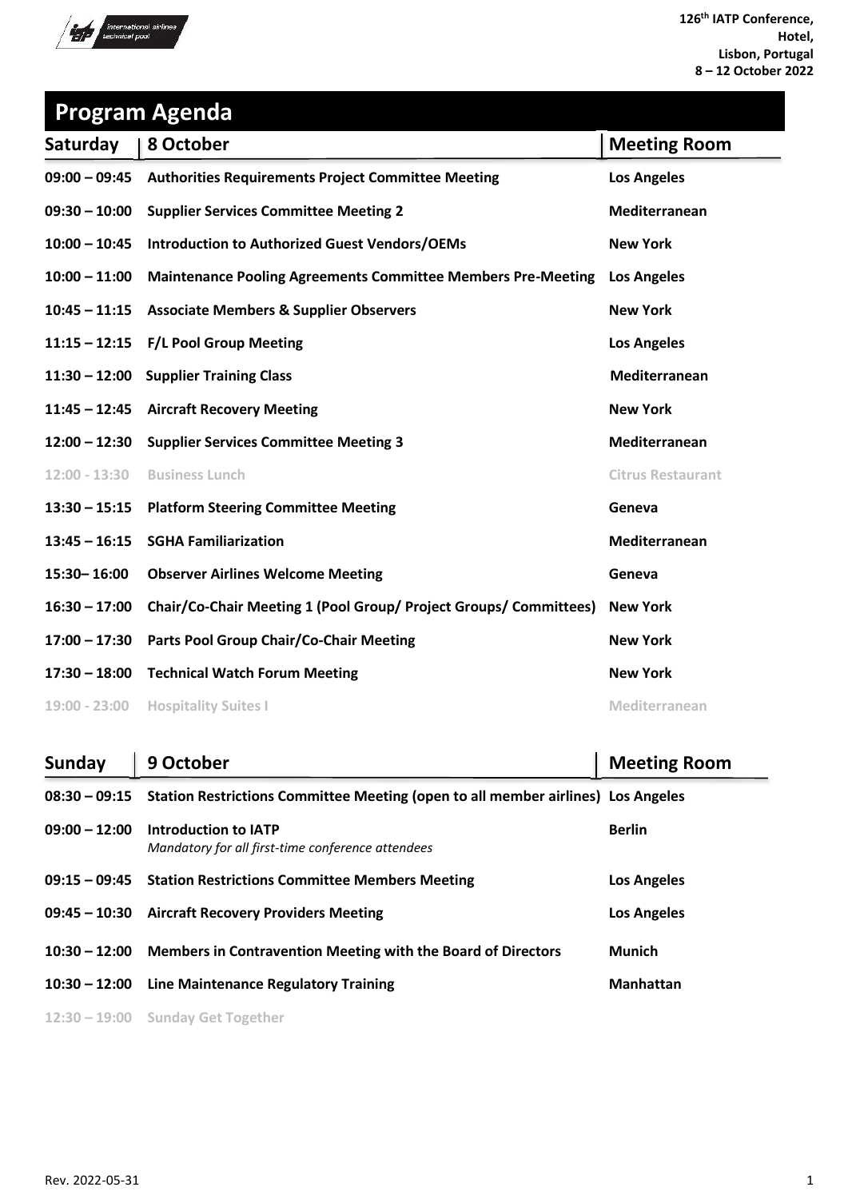126th IATP Conference,
Hotel,
Lisbon, Portugal
8 – 12 October 2022

# Program Agenda

| Saturday | 8 October | Meeting Room |
|---|---|---|
| 09:00 – 09:45 | Authorities Requirements Project Committee Meeting | Los Angeles |
| 09:30 – 10:00 | Supplier Services Committee Meeting 2 | Mediterranean |
| 10:00 – 10:45 | Introduction to Authorized Guest Vendors/OEMs | New York |
| 10:00 – 11:00 | Maintenance Pooling Agreements Committee Members Pre-Meeting | Los Angeles |
| 10:45 – 11:15 | Associate Members & Supplier Observers | New York |
| 11:15 – 12:15 | F/L Pool Group Meeting | Los Angeles |
| 11:30 – 12:00 | Supplier Training Class | Mediterranean |
| 11:45 – 12:45 | Aircraft Recovery Meeting | New York |
| 12:00 – 12:30 | Supplier Services Committee Meeting 3 | Mediterranean |
| 12:00 - 13:30 | Business Lunch | Citrus Restaurant |
| 13:30 – 15:15 | Platform Steering Committee Meeting | Geneva |
| 13:45 – 16:15 | SGHA Familiarization | Mediterranean |
| 15:30– 16:00 | Observer Airlines Welcome Meeting | Geneva |
| 16:30 – 17:00 | Chair/Co-Chair Meeting 1 (Pool Group/ Project Groups/ Committees) | New York |
| 17:00 – 17:30 | Parts Pool Group Chair/Co-Chair Meeting | New York |
| 17:30 – 18:00 | Technical Watch Forum Meeting | New York |
| 19:00 - 23:00 | Hospitality Suites I | Mediterranean |

| Sunday | 9 October | Meeting Room |
|---|---|---|
| 08:30 – 09:15 | Station Restrictions Committee Meeting (open to all member airlines) | Los Angeles |
| 09:00 – 12:00 | Introduction to IATP<br>*Mandatory for all first-time conference attendees* | Berlin |
| 09:15 – 09:45 | Station Restrictions Committee Members Meeting | Los Angeles |
| 09:45 – 10:30 | Aircraft Recovery Providers Meeting | Los Angeles |
| 10:30 – 12:00 | Members in Contravention Meeting with the Board of Directors | Munich |
| 10:30 – 12:00 | Line Maintenance Regulatory Training | Manhattan |
| 12:30 – 19:00 | Sunday Get Together | |

Rev. 2022-05-31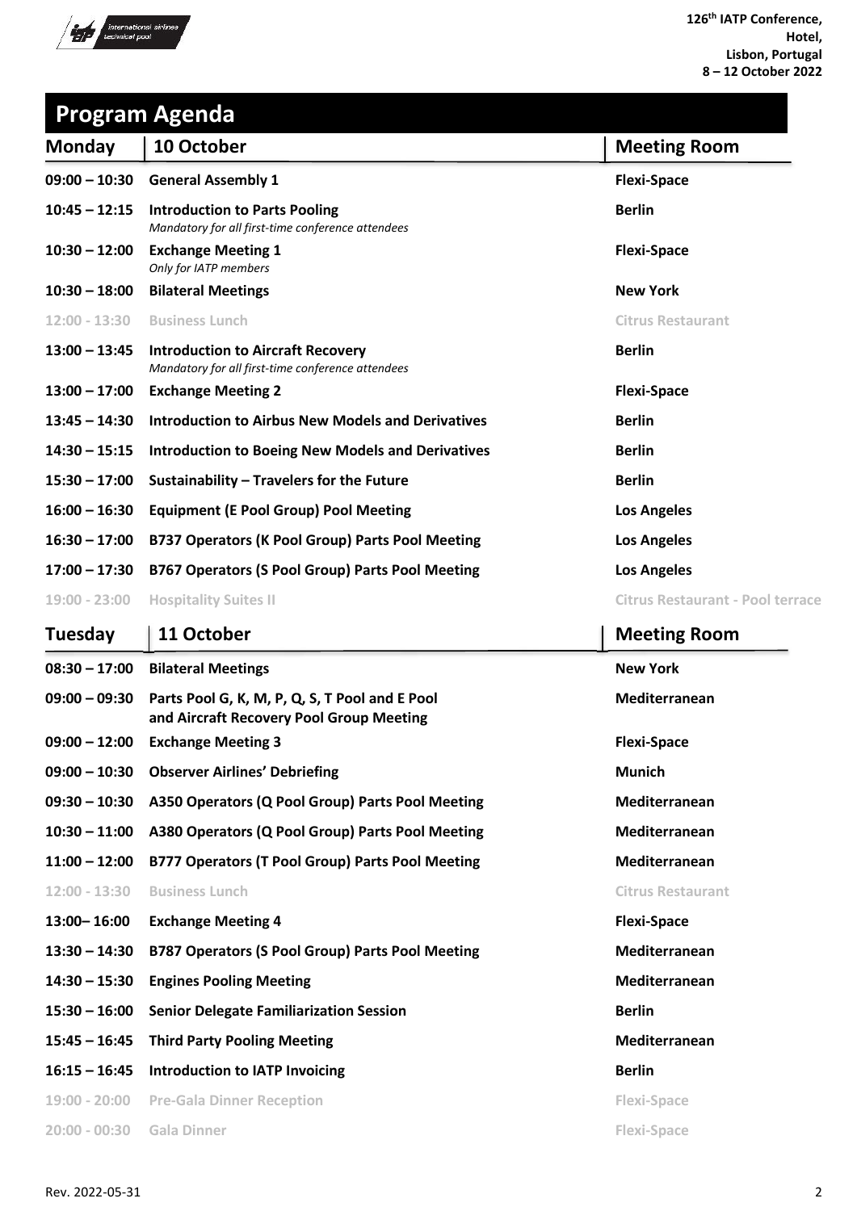## Program Agenda

| Monday | 10 October | Meeting Room |
|---|---|---|
| **09:00 – 10:30** | **General Assembly 1** | **Flexi-Space** |
| **10:45 – 12:15** | **Introduction to Parts Pooling**<br>*Mandatory for all first-time conference attendees* | **Berlin** |
| **10:30 – 12:00** | **Exchange Meeting 1**<br>*Only for IATP members* | **Flexi-Space** |
| **10:30 – 18:00** | **Bilateral Meetings** | **New York** |
| 12:00 - 13:30 | Business Lunch | Citrus Restaurant |
| **13:00 – 13:45** | **Introduction to Aircraft Recovery**<br>*Mandatory for all first-time conference attendees* | **Berlin** |
| **13:00 – 17:00** | **Exchange Meeting 2** | **Flexi-Space** |
| **13:45 – 14:30** | **Introduction to Airbus New Models and Derivatives** | **Berlin** |
| **14:30 – 15:15** | **Introduction to Boeing New Models and Derivatives** | **Berlin** |
| **15:30 – 17:00** | **Sustainability – Travelers for the Future** | **Berlin** |
| **16:00 – 16:30** | **Equipment (E Pool Group) Pool Meeting** | **Los Angeles** |
| **16:30 – 17:00** | **B737 Operators (K Pool Group) Parts Pool Meeting** | **Los Angeles** |
| **17:00 – 17:30** | **B767 Operators (S Pool Group) Parts Pool Meeting** | **Los Angeles** |
| 19:00 - 23:00 | Hospitality Suites II | Citrus Restaurant - Pool terrace |

| Tuesday | 11 October | Meeting Room |
|---|---|---|
| **08:30 – 17:00** | **Bilateral Meetings** | **New York** |
| **09:00 – 09:30** | **Parts Pool G, K, M, P, Q, S, T Pool and E Pool and Aircraft Recovery Pool Group Meeting** | **Mediterranean** |
| **09:00 – 12:00** | **Exchange Meeting 3** | **Flexi-Space** |
| **09:00 – 10:30** | **Observer Airlines' Debriefing** | **Munich** |
| **09:30 – 10:30** | **A350 Operators (Q Pool Group) Parts Pool Meeting** | **Mediterranean** |
| **10:30 – 11:00** | **A380 Operators (Q Pool Group) Parts Pool Meeting** | **Mediterranean** |
| **11:00 – 12:00** | **B777 Operators (T Pool Group) Parts Pool Meeting** | **Mediterranean** |
| 12:00 - 13:30 | Business Lunch | Citrus Restaurant |
| **13:00– 16:00** | **Exchange Meeting 4** | **Flexi-Space** |
| **13:30 – 14:30** | **B787 Operators (S Pool Group) Parts Pool Meeting** | **Mediterranean** |
| **14:30 – 15:30** | **Engines Pooling Meeting** | **Mediterranean** |
| **15:30 – 16:00** | **Senior Delegate Familiarization Session** | **Berlin** |
| **15:45 – 16:45** | **Third Party Pooling Meeting** | **Mediterranean** |
| **16:15 – 16:45** | **Introduction to IATP Invoicing** | **Berlin** |
| 19:00 - 20:00 | Pre-Gala Dinner Reception | Flexi-Space |
| 20:00 - 00:30 | Gala Dinner | Flexi-Space |

Rev. 2022-05-31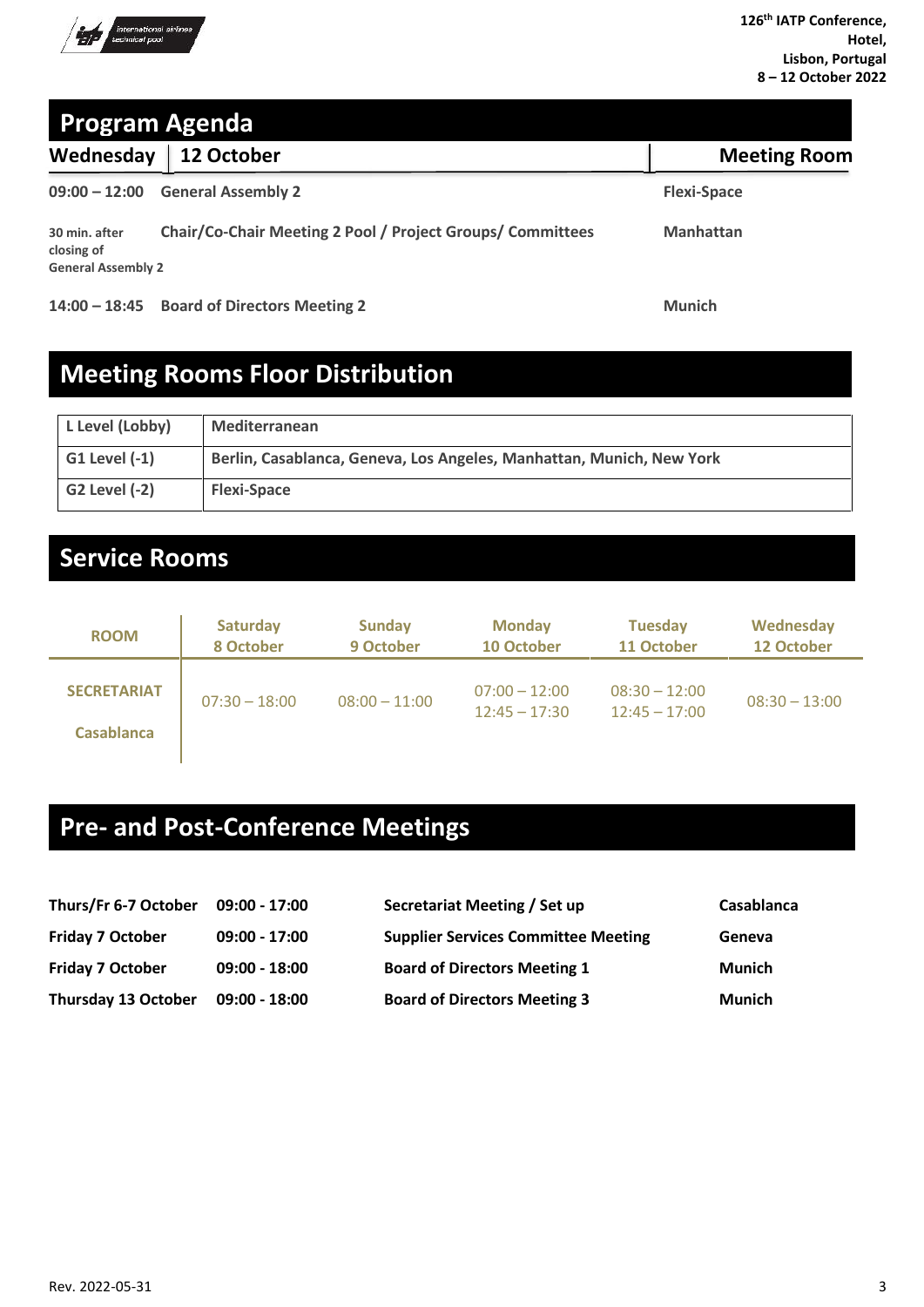126[th] IATP Conference,
Hotel,
Lisbon, Portugal
8 – 12 October 2022

## Program Agenda

| Wednesday 12 October | | Meeting Room |
|---|---|---|
| 09:00 – 12:00 | General Assembly 2 | Flexi-Space |
| 30 min. after closing of General Assembly 2 | Chair/Co-Chair Meeting 2 Pool / Project Groups/ Committees | Manhattan |
| 14:00 – 18:45 | Board of Directors Meeting 2 | Munich |

## Meeting Rooms Floor Distribution

| | |
|---|---|
| L Level (Lobby) | Mediterranean |
| G1 Level (-1) | Berlin, Casablanca, Geneva, Los Angeles, Manhattan, Munich, New York |
| G2 Level (-2) | Flexi-Space |

## Service Rooms

| ROOM | Saturday 8 October | Sunday 9 October | Monday 10 October | Tuesday 11 October | Wednesday 12 October |
|---|---|---|---|---|---|
| SECRETARIAT Casablanca | 07:30 – 18:00 | 08:00 – 11:00 | 07:00 – 12:00 12:45 – 17:30 | 08:30 – 12:00 12:45 – 17:00 | 08:30 – 13:00 |

## Pre- and Post-Conference Meetings

| | | | |
|---|---|---|---|
| Thurs/Fr 6-7 October | 09:00 - 17:00 | Secretariat Meeting / Set up | Casablanca |
| Friday 7 October | 09:00 - 17:00 | Supplier Services Committee Meeting | Geneva |
| Friday 7 October | 09:00 - 18:00 | Board of Directors Meeting 1 | Munich |
| Thursday 13 October | 09:00 - 18:00 | Board of Directors Meeting 3 | Munich |

Rev. 2022-05-31